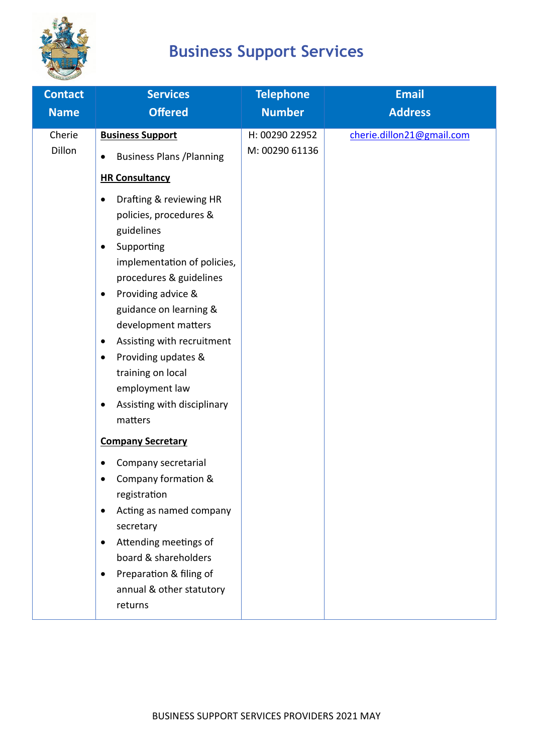# Business Support Services

| Contact Name | Services Offered | Telephone Number | Email Address |
|---|---|---|---|
| Cherie Dillon | **Business Support**<br>• Business Plans /Planning<br>**HR Consultancy**<br>• Drafting & reviewing HR policies, procedures & guidelines<br>• Supporting implementation of policies, procedures & guidelines<br>• Providing advice & guidance on learning & development matters<br>• Assisting with recruitment<br>• Providing updates & training on local employment law<br>• Assisting with disciplinary matters<br>**Company Secretary**<br>• Company secretarial<br>• Company formation & registration<br>• Acting as named company secretary<br>• Attending meetings of board & shareholders<br>• Preparation & filing of annual & other statutory returns | H: 00290 22952<br>M: 00290 61136 | cherie.dillon21@gmail.com |

BUSINESS SUPPORT SERVICES PROVIDERS 2021 MAY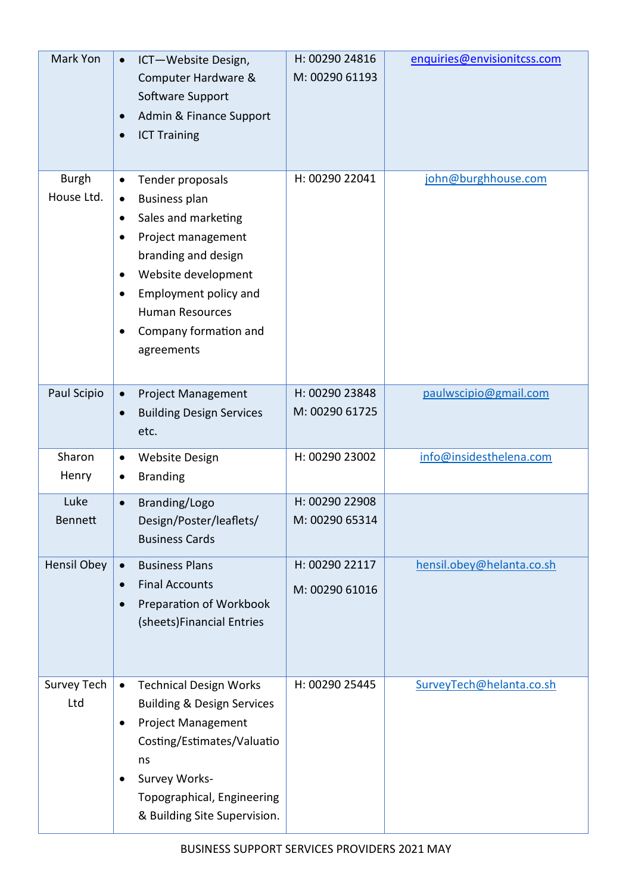| | | | |
|---|---|---|---|
| Mark Yon | • ICT—Website Design, Computer Hardware & Software Support<br>• Admin & Finance Support<br>• ICT Training | H: 00290 24816<br>M: 00290 61193 | enquiries@envisionitcss.com |
| Burgh House Ltd. | • Tender proposals<br>• Business plan<br>• Sales and marketing<br>• Project management branding and design<br>• Website development<br>• Employment policy and Human Resources<br>• Company formation and agreements | H: 00290 22041 | john@burghhouse.com |
| Paul Scipio | • Project Management<br>• Building Design Services etc. | H: 00290 23848<br>M: 00290 61725 | paulwscipio@gmail.com |
| Sharon Henry | • Website Design<br>• Branding | H: 00290 23002 | info@insidesthelena.com |
| Luke Bennett | • Branding/Logo Design/Poster/leaflets/ Business Cards | H: 00290 22908<br>M: 00290 65314 | |
| Hensil Obey | • Business Plans<br>• Final Accounts<br>• Preparation of Workbook (sheets)Financial Entries | H: 00290 22117<br>M: 00290 61016 | hensil.obey@helanta.co.sh |
| Survey Tech Ltd | • Technical Design Works Building & Design Services<br>• Project Management Costing/Estimates/Valuations<br>• Survey Works-Topographical, Engineering & Building Site Supervision. | H: 00290 25445 | SurveyTech@helanta.co.sh |

BUSINESS SUPPORT SERVICES PROVIDERS 2021 MAY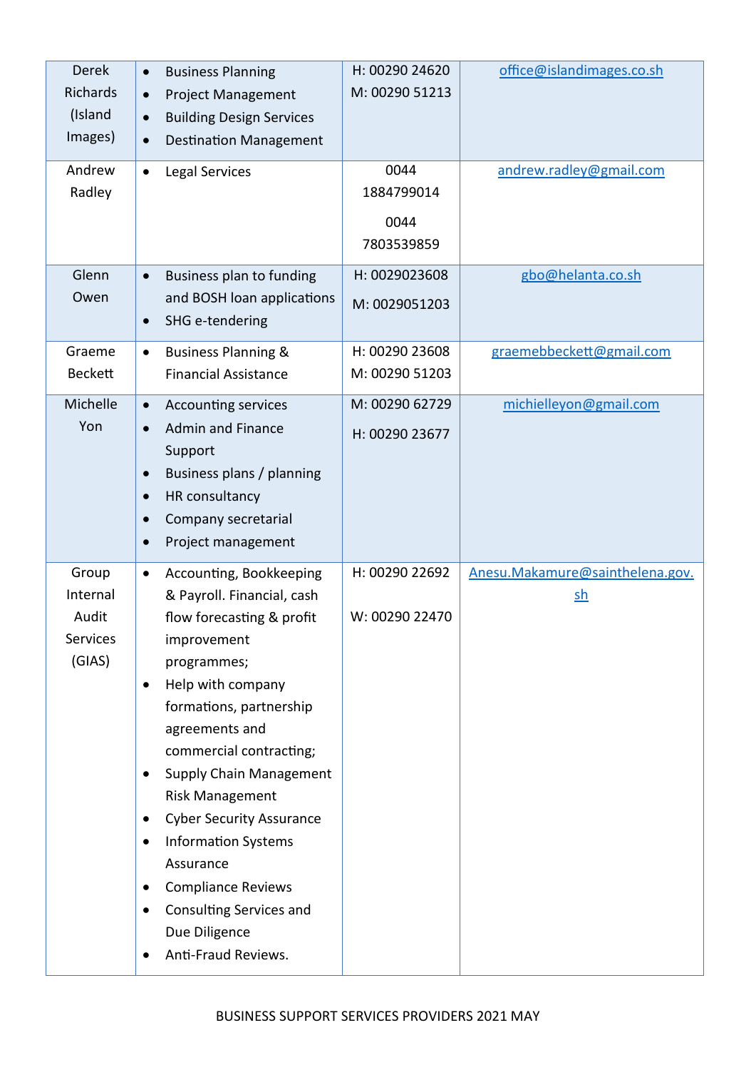| | | | |
|---|---|---|---|
| Derek Richards (Island Images) | • Business Planning<br>• Project Management<br>• Building Design Services<br>• Destination Management | H: 00290 24620<br>M: 00290 51213 | office@islandimages.co.sh |
| Andrew Radley | • Legal Services | 0044 1884799014<br>0044 7803539859 | andrew.radley@gmail.com |
| Glenn Owen | • Business plan to funding and BOSH loan applications<br>• SHG e-tendering | H: 0029023608<br>M: 0029051203 | gbo@helanta.co.sh |
| Graeme Beckett | • Business Planning & Financial Assistance | H: 00290 23608<br>M: 00290 51203 | graemebbeckett@gmail.com |
| Michelle Yon | • Accounting services<br>• Admin and Finance Support<br>• Business plans / planning<br>• HR consultancy<br>• Company secretarial<br>• Project management | M: 00290 62729<br>H: 00290 23677 | michielleyon@gmail.com |
| Group Internal Audit Services (GIAS) | • Accounting, Bookkeeping & Payroll. Financial, cash flow forecasting & profit improvement programmes;<br>• Help with company formations, partnership agreements and commercial contracting;<br>• Supply Chain Management Risk Management<br>• Cyber Security Assurance<br>• Information Systems Assurance<br>• Compliance Reviews<br>• Consulting Services and Due Diligence<br>• Anti-Fraud Reviews. | H: 00290 22692<br>W: 00290 22470 | Anesu.Makamure@sainthelena.gov.sh |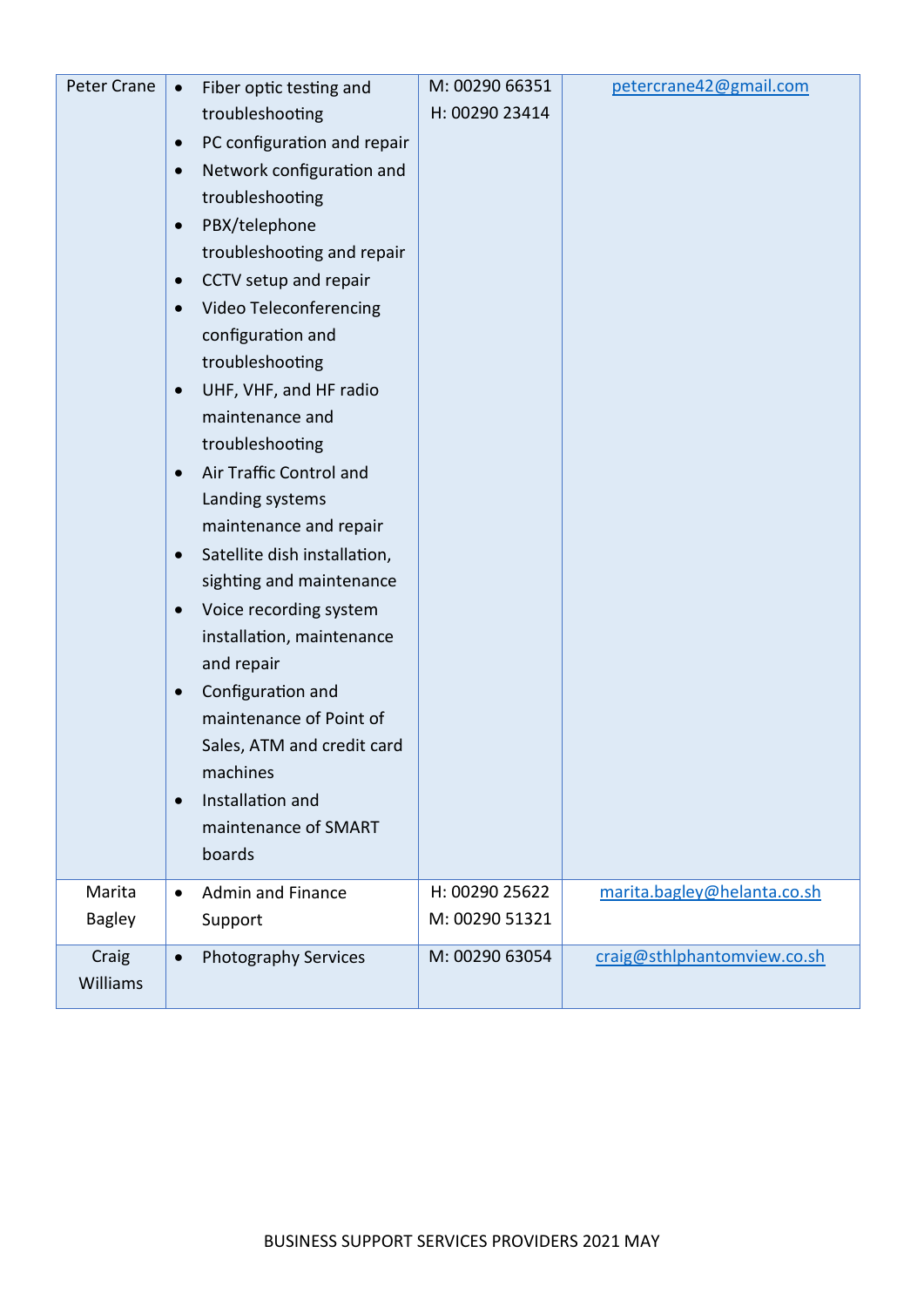| | | | |
|---|---|---|---|
| Peter Crane | • Fiber optic testing and troubleshooting<br>• PC configuration and repair<br>• Network configuration and troubleshooting<br>• PBX/telephone troubleshooting and repair<br>• CCTV setup and repair<br>• Video Teleconferencing configuration and troubleshooting<br>• UHF, VHF, and HF radio maintenance and troubleshooting<br>• Air Traffic Control and Landing systems maintenance and repair<br>• Satellite dish installation, sighting and maintenance<br>• Voice recording system installation, maintenance and repair<br>• Configuration and maintenance of Point of Sales, ATM and credit card machines<br>• Installation and maintenance of SMART boards | M: 00290 66351<br>H: 00290 23414 | petercrane42@gmail.com |
| Marita Bagley | • Admin and Finance Support | H: 00290 25622<br>M: 00290 51321 | marita.bagley@helanta.co.sh |
| Craig Williams | • Photography Services | M: 00290 63054 | craig@sthlphantomview.co.sh |